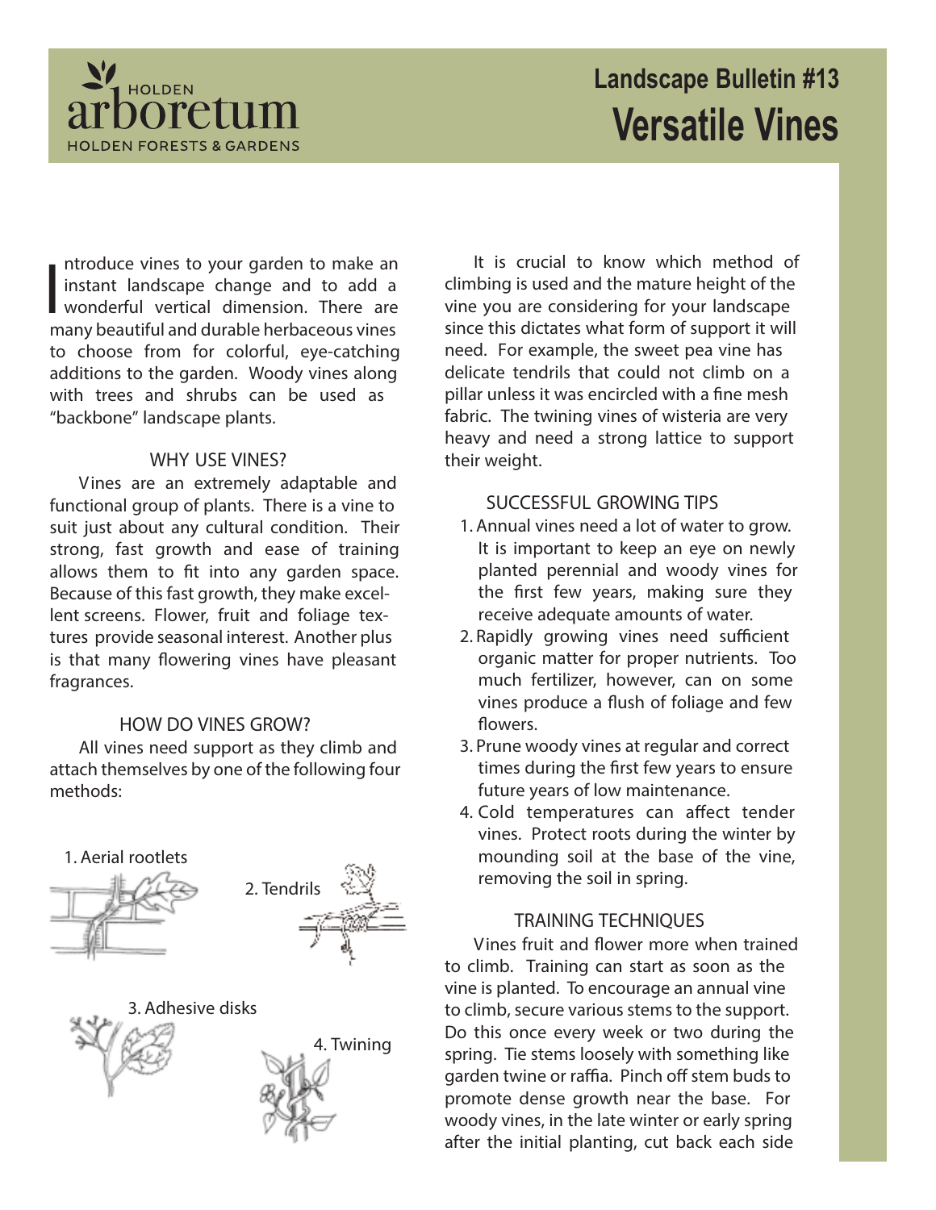HOLDEN arboretum
HOLDEN FORESTS & GARDENS

# Landscape Bulletin #13
# Versatile Vines

Introduce vines to your garden to make an instant landscape change and to add a wonderful vertical dimension. There are many beautiful and durable herbaceous vines to choose from for colorful, eye-catching additions to the garden. Woody vines along with trees and shrubs can be used as "backbone" landscape plants.

## WHY USE VINES?

Vines are an extremely adaptable and functional group of plants. There is a vine to suit just about any cultural condition. Their strong, fast growth and ease of training allows them to fit into any garden space. Because of this fast growth, they make excellent screens. Flower, fruit and foliage textures provide seasonal interest. Another plus is that many flowering vines have pleasant fragrances.

## HOW DO VINES GROW?

All vines need support as they climb and attach themselves by one of the following four methods:

1. Aerial rootlets
2. Tendrils
3. Adhesive disks
4. Twining

It is crucial to know which method of climbing is used and the mature height of the vine you are considering for your landscape since this dictates what form of support it will need. For example, the sweet pea vine has delicate tendrils that could not climb on a pillar unless it was encircled with a fine mesh fabric. The twining vines of wisteria are very heavy and need a strong lattice to support their weight.

## SUCCESSFUL GROWING TIPS

1. Annual vines need a lot of water to grow. It is important to keep an eye on newly planted perennial and woody vines for the first few years, making sure they receive adequate amounts of water.
2. Rapidly growing vines need sufficient organic matter for proper nutrients. Too much fertilizer, however, can on some vines produce a flush of foliage and few flowers.
3. Prune woody vines at regular and correct times during the first few years to ensure future years of low maintenance.
4. Cold temperatures can affect tender vines. Protect roots during the winter by mounding soil at the base of the vine, removing the soil in spring.

## TRAINING TECHNIQUES

Vines fruit and flower more when trained to climb. Training can start as soon as the vine is planted. To encourage an annual vine to climb, secure various stems to the support. Do this once every week or two during the spring. Tie stems loosely with something like garden twine or raffia. Pinch off stem buds to promote dense growth near the base. For woody vines, in the late winter or early spring after the initial planting, cut back each side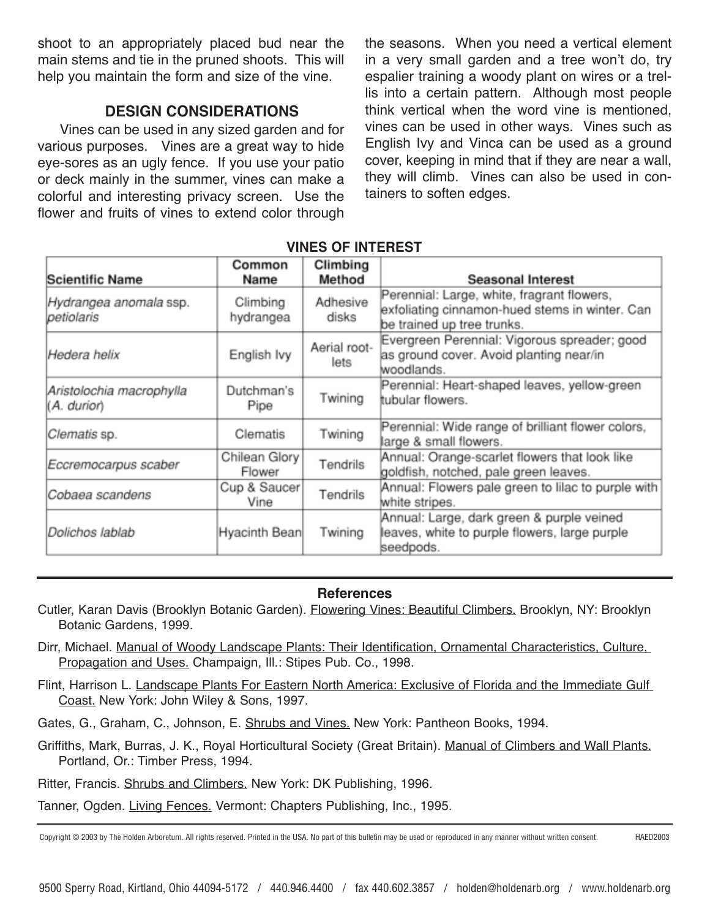shoot to an appropriately placed bud near the main stems and tie in the pruned shoots. This will help you maintain the form and size of the vine.

## DESIGN CONSIDERATIONS

Vines can be used in any sized garden and for various purposes. Vines are a great way to hide eye-sores as an ugly fence. If you use your patio or deck mainly in the summer, vines can make a colorful and interesting privacy screen. Use the flower and fruits of vines to extend color through the seasons. When you need a vertical element in a very small garden and a tree won't do, try espalier training a woody plant on wires or a trellis into a certain pattern. Although most people think vertical when the word vine is mentioned, vines can be used in other ways. Vines such as English Ivy and Vinca can be used as a ground cover, keeping in mind that if they are near a wall, they will climb. Vines can also be used in containers to soften edges.

**VINES OF INTEREST**

| Scientific Name | Common Name | Climbing Method | Seasonal Interest |
|---|---|---|---|
| *Hydrangea anomala* ssp. *petiolaris* | Climbing hydrangea | Adhesive disks | Perennial: Large, white, fragrant flowers, exfoliating cinnamon-hued stems in winter. Can be trained up tree trunks. |
| *Hedera helix* | English Ivy | Aerial rootlets | Evergreen Perennial: Vigorous spreader; good as ground cover. Avoid planting near/in woodlands. |
| *Aristolochia macrophylla* (*A. durior*) | Dutchman's Pipe | Twining | Perennial: Heart-shaped leaves, yellow-green tubular flowers. |
| *Clematis* sp. | Clematis | Twining | Perennial: Wide range of brilliant flower colors, large & small flowers. |
| *Eccremocarpus scaber* | Chilean Glory Flower | Tendrils | Annual: Orange-scarlet flowers that look like goldfish, notched, pale green leaves. |
| *Cobaea scandens* | Cup & Saucer Vine | Tendrils | Annual: Flowers pale green to lilac to purple with white stripes. |
| *Dolichos lablab* | Hyacinth Bean | Twining | Annual: Large, dark green & purple veined leaves, white to purple flowers, large purple seedpods. |

## References

Cutler, Karan Davis (Brooklyn Botanic Garden). Flowering Vines: Beautiful Climbers. Brooklyn, NY: Brooklyn Botanic Gardens, 1999.

Dirr, Michael. Manual of Woody Landscape Plants: Their Identification, Ornamental Characteristics, Culture, Propagation and Uses. Champaign, Ill.: Stipes Pub. Co., 1998.

Flint, Harrison L. Landscape Plants For Eastern North America: Exclusive of Florida and the Immediate Gulf Coast. New York: John Wiley & Sons, 1997.

Gates, G., Graham, C., Johnson, E. Shrubs and Vines. New York: Pantheon Books, 1994.

Griffiths, Mark, Burras, J. K., Royal Horticultural Society (Great Britain). Manual of Climbers and Wall Plants. Portland, Or.: Timber Press, 1994.

Ritter, Francis. Shrubs and Climbers. New York: DK Publishing, 1996.

Tanner, Ogden. Living Fences. Vermont: Chapters Publishing, Inc., 1995.

Copyright © 2003 by The Holden Arboretum. All rights reserved. Printed in the USA. No part of this bulletin may be used or reproduced in any manner without written consent. HAED2003

9500 Sperry Road, Kirtland, Ohio 44094-5172 / 440.946.4400 / fax 440.602.3857 / holden@holdenarb.org / www.holdenarb.org